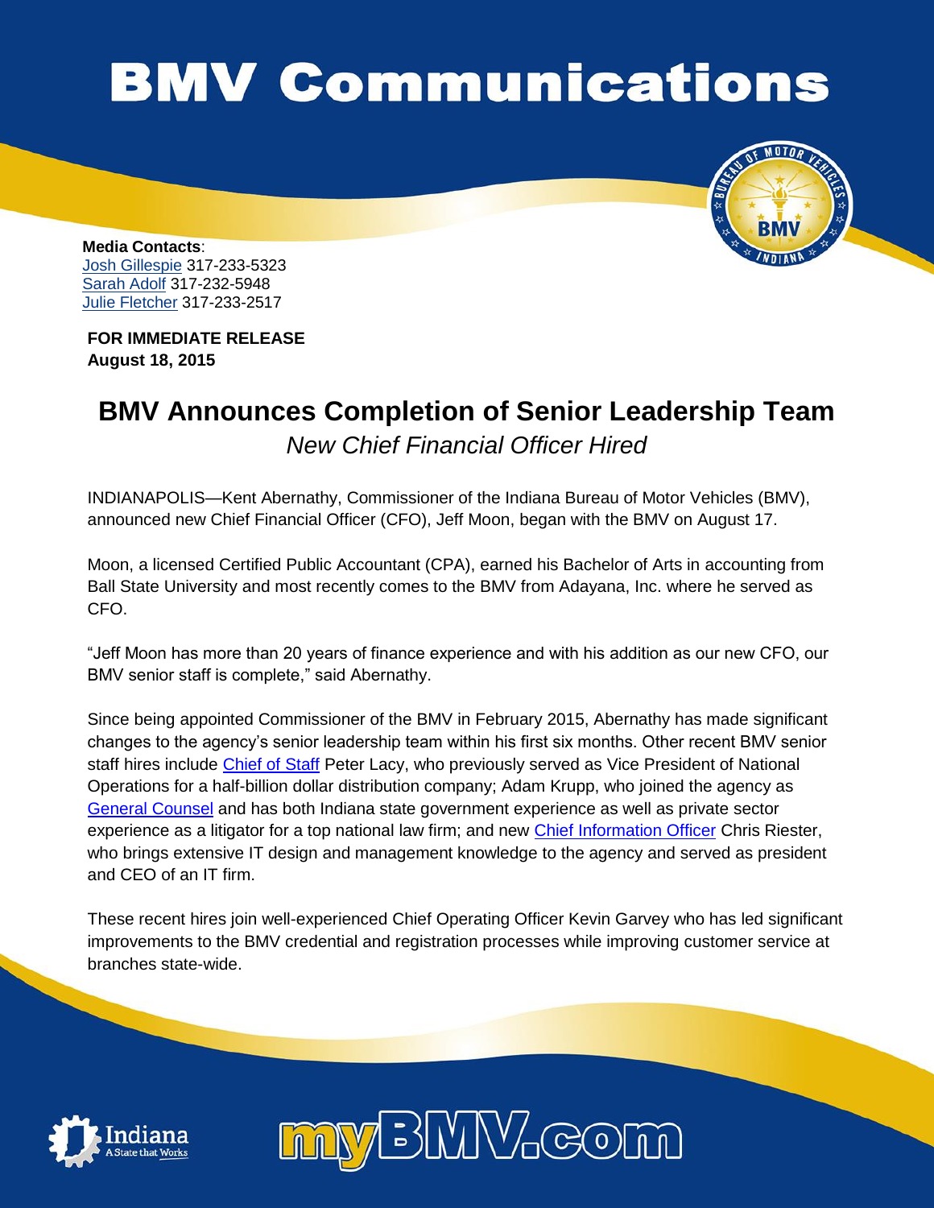# BMV Communications

**Media Contacts**:
Josh Gillespie 317-233-5323
Sarah Adolf 317-232-5948
Julie Fletcher 317-233-2517

**FOR IMMEDIATE RELEASE**
**August 18, 2015**

## BMV Announces Completion of Senior Leadership Team

*New Chief Financial Officer Hired*

INDIANAPOLIS—Kent Abernathy, Commissioner of the Indiana Bureau of Motor Vehicles (BMV), announced new Chief Financial Officer (CFO), Jeff Moon, began with the BMV on August 17.

Moon, a licensed Certified Public Accountant (CPA), earned his Bachelor of Arts in accounting from Ball State University and most recently comes to the BMV from Adayana, Inc. where he served as CFO.

"Jeff Moon has more than 20 years of finance experience and with his addition as our new CFO, our BMV senior staff is complete," said Abernathy.

Since being appointed Commissioner of the BMV in February 2015, Abernathy has made significant changes to the agency's senior leadership team within his first six months. Other recent BMV senior staff hires include Chief of Staff Peter Lacy, who previously served as Vice President of National Operations for a half-billion dollar distribution company; Adam Krupp, who joined the agency as General Counsel and has both Indiana state government experience as well as private sector experience as a litigator for a top national law firm; and new Chief Information Officer Chris Riester, who brings extensive IT design and management knowledge to the agency and served as president and CEO of an IT firm.

These recent hires join well-experienced Chief Operating Officer Kevin Garvey who has led significant improvements to the BMV credential and registration processes while improving customer service at branches state-wide.

Indiana A State that Works

myBMV.com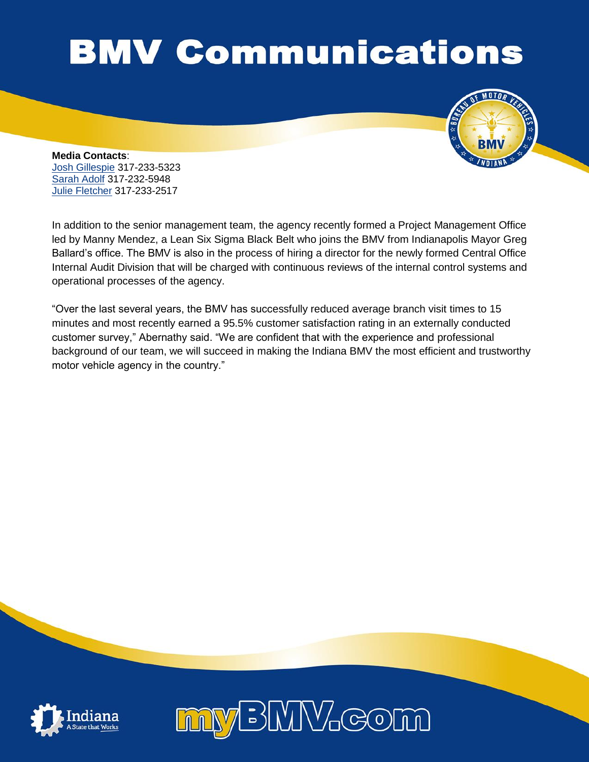# BMV Communications

**Media Contacts**:
Josh Gillespie 317-233-5323
Sarah Adolf 317-232-5948
Julie Fletcher 317-233-2517

In addition to the senior management team, the agency recently formed a Project Management Office led by Manny Mendez, a Lean Six Sigma Black Belt who joins the BMV from Indianapolis Mayor Greg Ballard's office. The BMV is also in the process of hiring a director for the newly formed Central Office Internal Audit Division that will be charged with continuous reviews of the internal control systems and operational processes of the agency.

"Over the last several years, the BMV has successfully reduced average branch visit times to 15 minutes and most recently earned a 95.5% customer satisfaction rating in an externally conducted customer survey," Abernathy said. "We are confident that with the experience and professional background of our team, we will succeed in making the Indiana BMV the most efficient and trustworthy motor vehicle agency in the country."